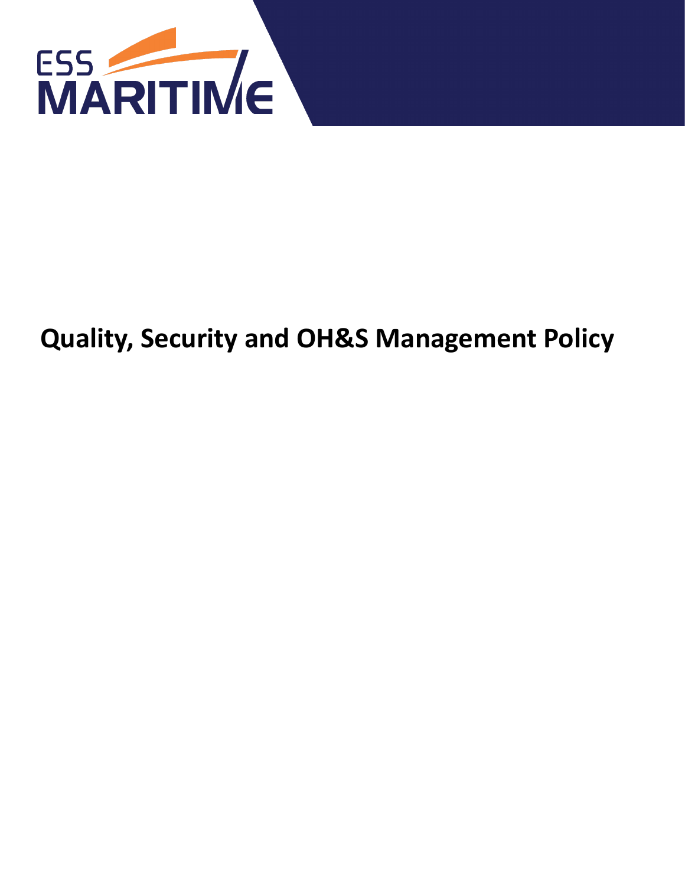# Quality, Security and OH&S Management Policy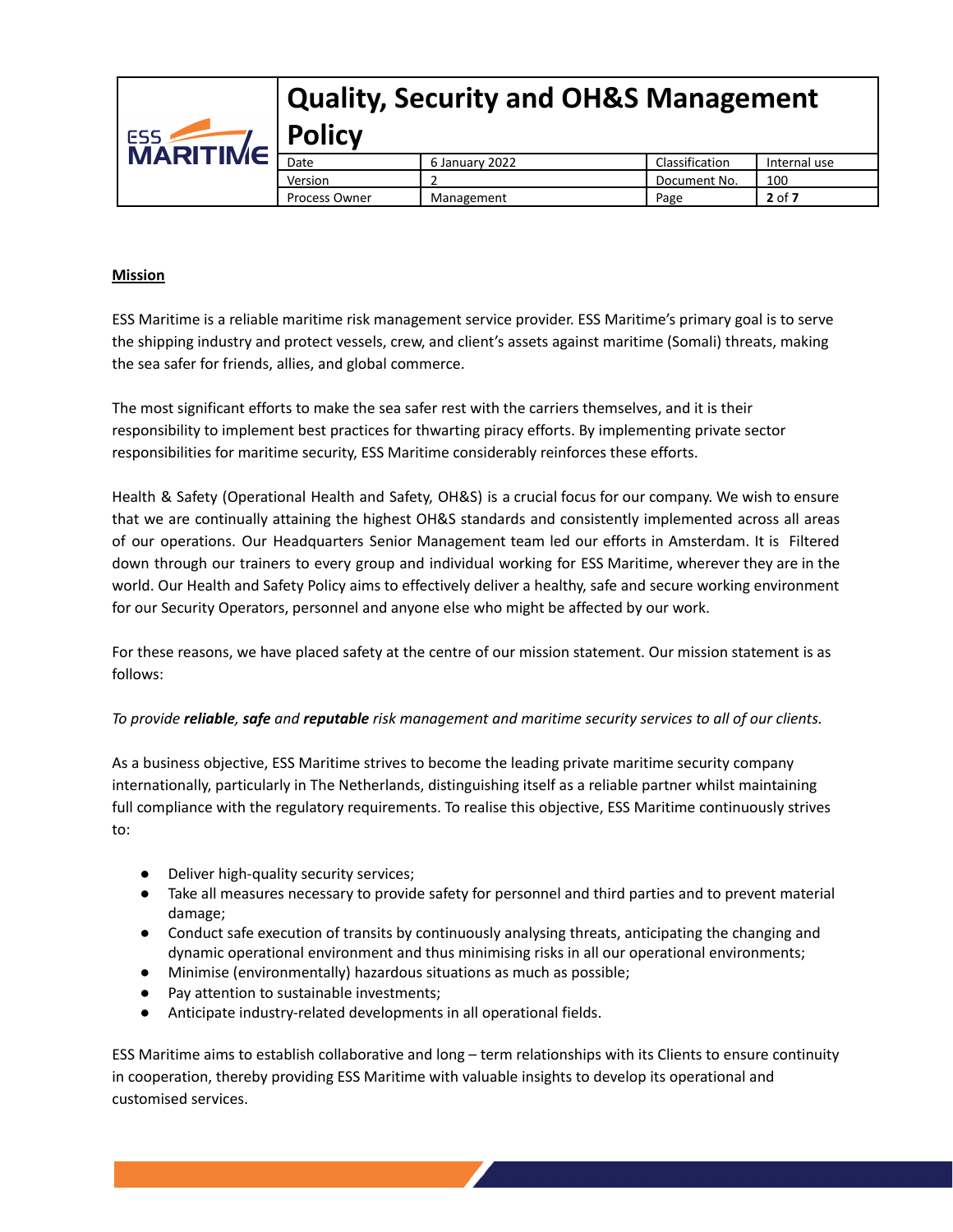**Mission**

ESS Maritime is a reliable maritime risk management service provider. ESS Maritime's primary goal is to serve the shipping industry and protect vessels, crew, and client's assets against maritime (Somali) threats, making the sea safer for friends, allies, and global commerce.

The most significant efforts to make the sea safer rest with the carriers themselves, and it is their responsibility to implement best practices for thwarting piracy efforts. By implementing private sector responsibilities for maritime security, ESS Maritime considerably reinforces these efforts.

Health & Safety (Operational Health and Safety, OH&S) is a crucial focus for our company. We wish to ensure that we are continually attaining the highest OH&S standards and consistently implemented across all areas of our operations. Our Headquarters Senior Management team led our efforts in Amsterdam. It is Filtered down through our trainers to every group and individual working for ESS Maritime, wherever they are in the world. Our Health and Safety Policy aims to effectively deliver a healthy, safe and secure working environment for our Security Operators, personnel and anyone else who might be affected by our work.

For these reasons, we have placed safety at the centre of our mission statement. Our mission statement is as follows:

*To provide **reliable**, **safe** and **reputable** risk management and maritime security services to all of our clients.*

As a business objective, ESS Maritime strives to become the leading private maritime security company internationally, particularly in The Netherlands, distinguishing itself as a reliable partner whilst maintaining full compliance with the regulatory requirements. To realise this objective, ESS Maritime continuously strives to:

- Deliver high-quality security services;
- Take all measures necessary to provide safety for personnel and third parties and to prevent material damage;
- Conduct safe execution of transits by continuously analysing threats, anticipating the changing and dynamic operational environment and thus minimising risks in all our operational environments;
- Minimise (environmentally) hazardous situations as much as possible;
- Pay attention to sustainable investments;
- Anticipate industry-related developments in all operational fields.

ESS Maritime aims to establish collaborative and long – term relationships with its Clients to ensure continuity in cooperation, thereby providing ESS Maritime with valuable insights to develop its operational and customised services.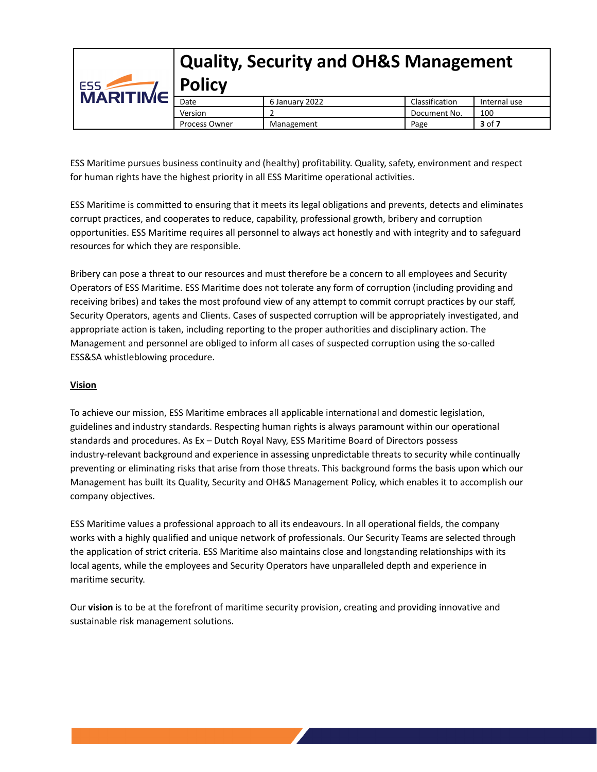ESS Maritime pursues business continuity and (healthy) profitability. Quality, safety, environment and respect for human rights have the highest priority in all ESS Maritime operational activities.

ESS Maritime is committed to ensuring that it meets its legal obligations and prevents, detects and eliminates corrupt practices, and cooperates to reduce, capability, professional growth, bribery and corruption opportunities. ESS Maritime requires all personnel to always act honestly and with integrity and to safeguard resources for which they are responsible.

Bribery can pose a threat to our resources and must therefore be a concern to all employees and Security Operators of ESS Maritime. ESS Maritime does not tolerate any form of corruption (including providing and receiving bribes) and takes the most profound view of any attempt to commit corrupt practices by our staff, Security Operators, agents and Clients. Cases of suspected corruption will be appropriately investigated, and appropriate action is taken, including reporting to the proper authorities and disciplinary action. The Management and personnel are obliged to inform all cases of suspected corruption using the so-called ESS&SA whistleblowing procedure.

**Vision**

To achieve our mission, ESS Maritime embraces all applicable international and domestic legislation, guidelines and industry standards. Respecting human rights is always paramount within our operational standards and procedures. As Ex – Dutch Royal Navy, ESS Maritime Board of Directors possess industry-relevant background and experience in assessing unpredictable threats to security while continually preventing or eliminating risks that arise from those threats. This background forms the basis upon which our Management has built its Quality, Security and OH&S Management Policy, which enables it to accomplish our company objectives.

ESS Maritime values a professional approach to all its endeavours. In all operational fields, the company works with a highly qualified and unique network of professionals. Our Security Teams are selected through the application of strict criteria. ESS Maritime also maintains close and longstanding relationships with its local agents, while the employees and Security Operators have unparalleled depth and experience in maritime security.

Our **vision** is to be at the forefront of maritime security provision, creating and providing innovative and sustainable risk management solutions.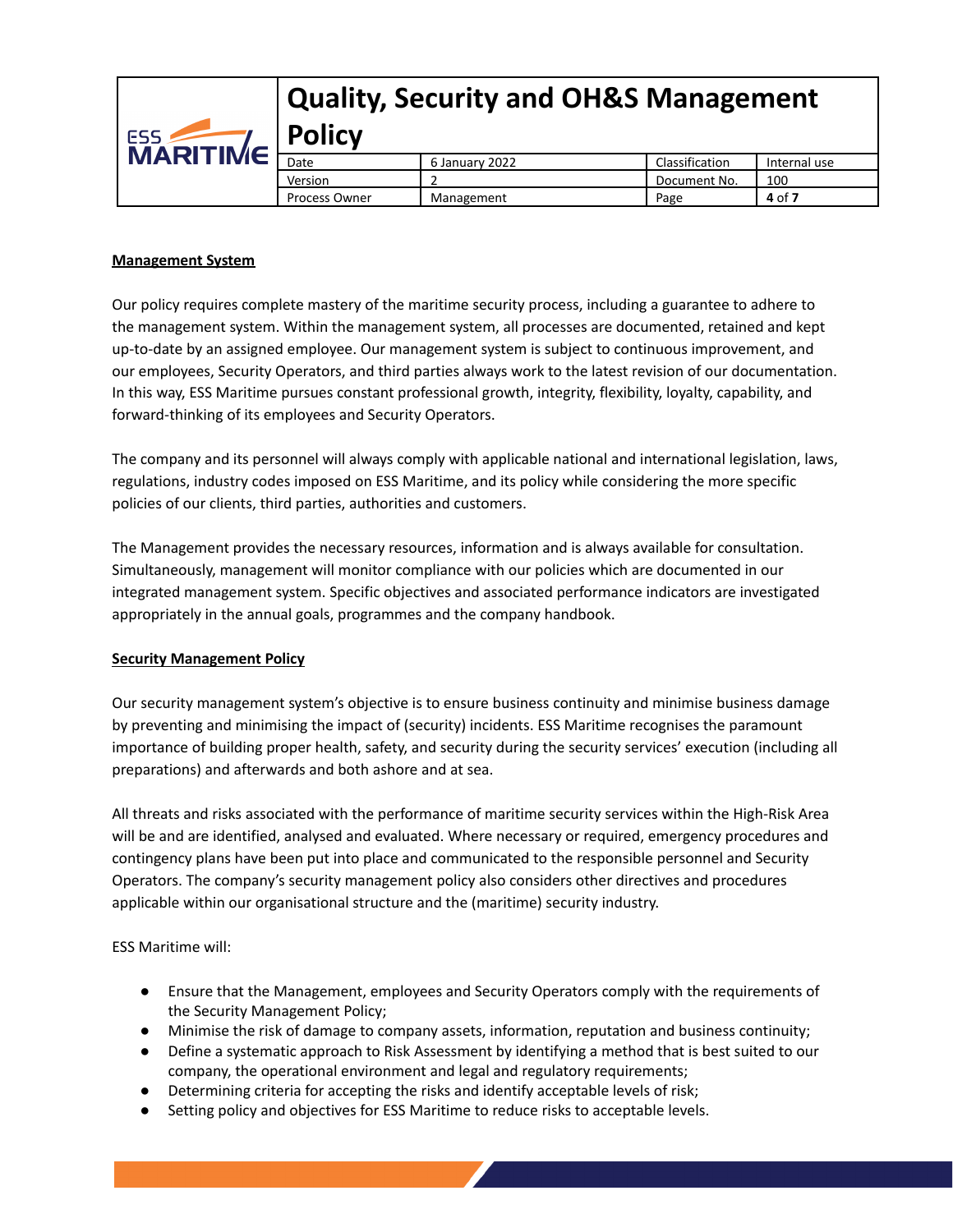**Management System**

Our policy requires complete mastery of the maritime security process, including a guarantee to adhere to the management system. Within the management system, all processes are documented, retained and kept up-to-date by an assigned employee. Our management system is subject to continuous improvement, and our employees, Security Operators, and third parties always work to the latest revision of our documentation. In this way, ESS Maritime pursues constant professional growth, integrity, flexibility, loyalty, capability, and forward-thinking of its employees and Security Operators.

The company and its personnel will always comply with applicable national and international legislation, laws, regulations, industry codes imposed on ESS Maritime, and its policy while considering the more specific policies of our clients, third parties, authorities and customers.

The Management provides the necessary resources, information and is always available for consultation. Simultaneously, management will monitor compliance with our policies which are documented in our integrated management system. Specific objectives and associated performance indicators are investigated appropriately in the annual goals, programmes and the company handbook.

**Security Management Policy**

Our security management system's objective is to ensure business continuity and minimise business damage by preventing and minimising the impact of (security) incidents. ESS Maritime recognises the paramount importance of building proper health, safety, and security during the security services' execution (including all preparations) and afterwards and both ashore and at sea.

All threats and risks associated with the performance of maritime security services within the High-Risk Area will be and are identified, analysed and evaluated. Where necessary or required, emergency procedures and contingency plans have been put into place and communicated to the responsible personnel and Security Operators. The company's security management policy also considers other directives and procedures applicable within our organisational structure and the (maritime) security industry.

ESS Maritime will:

- Ensure that the Management, employees and Security Operators comply with the requirements of the Security Management Policy;
- Minimise the risk of damage to company assets, information, reputation and business continuity;
- Define a systematic approach to Risk Assessment by identifying a method that is best suited to our company, the operational environment and legal and regulatory requirements;
- Determining criteria for accepting the risks and identify acceptable levels of risk;
- Setting policy and objectives for ESS Maritime to reduce risks to acceptable levels.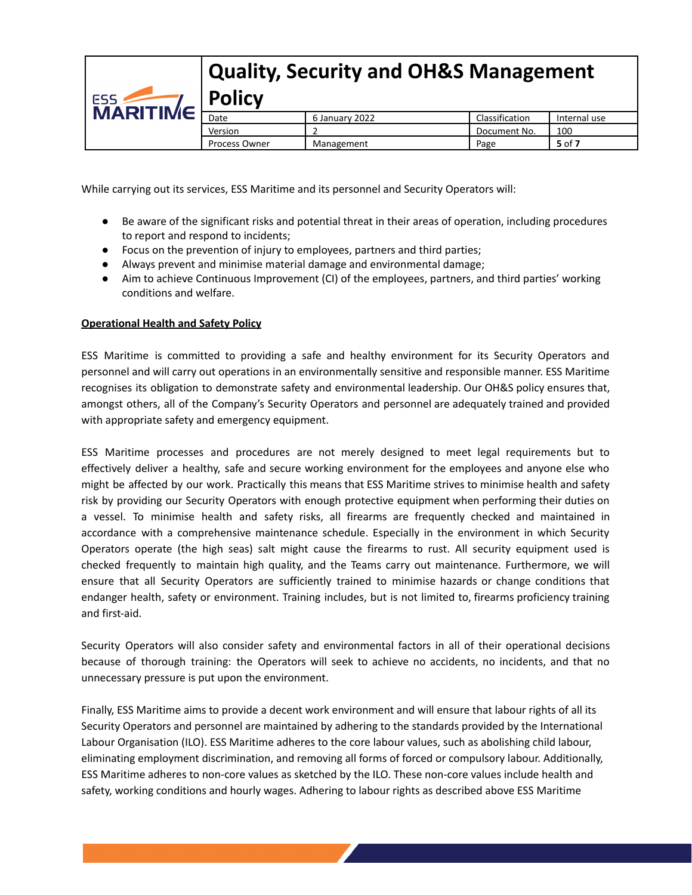While carrying out its services, ESS Maritime and its personnel and Security Operators will:

- Be aware of the significant risks and potential threat in their areas of operation, including procedures to report and respond to incidents;
- Focus on the prevention of injury to employees, partners and third parties;
- Always prevent and minimise material damage and environmental damage;
- Aim to achieve Continuous Improvement (CI) of the employees, partners, and third parties' working conditions and welfare.

**Operational Health and Safety Policy**

ESS Maritime is committed to providing a safe and healthy environment for its Security Operators and personnel and will carry out operations in an environmentally sensitive and responsible manner. ESS Maritime recognises its obligation to demonstrate safety and environmental leadership. Our OH&S policy ensures that, amongst others, all of the Company's Security Operators and personnel are adequately trained and provided with appropriate safety and emergency equipment.

ESS Maritime processes and procedures are not merely designed to meet legal requirements but to effectively deliver a healthy, safe and secure working environment for the employees and anyone else who might be affected by our work. Practically this means that ESS Maritime strives to minimise health and safety risk by providing our Security Operators with enough protective equipment when performing their duties on a vessel. To minimise health and safety risks, all firearms are frequently checked and maintained in accordance with a comprehensive maintenance schedule. Especially in the environment in which Security Operators operate (the high seas) salt might cause the firearms to rust. All security equipment used is checked frequently to maintain high quality, and the Teams carry out maintenance. Furthermore, we will ensure that all Security Operators are sufficiently trained to minimise hazards or change conditions that endanger health, safety or environment. Training includes, but is not limited to, firearms proficiency training and first-aid.

Security Operators will also consider safety and environmental factors in all of their operational decisions because of thorough training: the Operators will seek to achieve no accidents, no incidents, and that no unnecessary pressure is put upon the environment.

Finally, ESS Maritime aims to provide a decent work environment and will ensure that labour rights of all its Security Operators and personnel are maintained by adhering to the standards provided by the International Labour Organisation (ILO). ESS Maritime adheres to the core labour values, such as abolishing child labour, eliminating employment discrimination, and removing all forms of forced or compulsory labour. Additionally, ESS Maritime adheres to non-core values as sketched by the ILO. These non-core values include health and safety, working conditions and hourly wages. Adhering to labour rights as described above ESS Maritime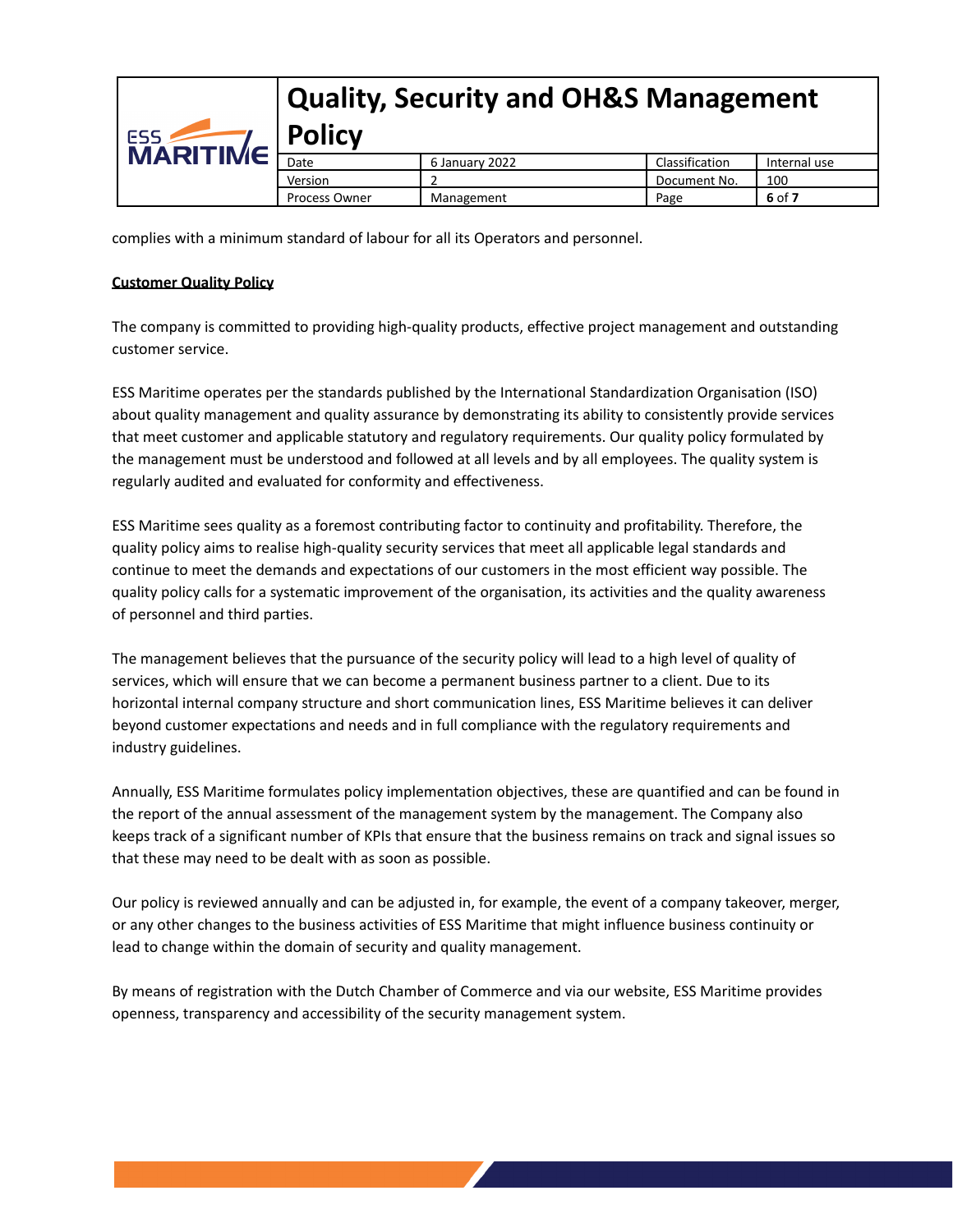complies with a minimum standard of labour for all its Operators and personnel.

**Customer Quality Policy**

The company is committed to providing high-quality products, effective project management and outstanding customer service.

ESS Maritime operates per the standards published by the International Standardization Organisation (ISO) about quality management and quality assurance by demonstrating its ability to consistently provide services that meet customer and applicable statutory and regulatory requirements. Our quality policy formulated by the management must be understood and followed at all levels and by all employees. The quality system is regularly audited and evaluated for conformity and effectiveness.

ESS Maritime sees quality as a foremost contributing factor to continuity and profitability. Therefore, the quality policy aims to realise high-quality security services that meet all applicable legal standards and continue to meet the demands and expectations of our customers in the most efficient way possible. The quality policy calls for a systematic improvement of the organisation, its activities and the quality awareness of personnel and third parties.

The management believes that the pursuance of the security policy will lead to a high level of quality of services, which will ensure that we can become a permanent business partner to a client. Due to its horizontal internal company structure and short communication lines, ESS Maritime believes it can deliver beyond customer expectations and needs and in full compliance with the regulatory requirements and industry guidelines.

Annually, ESS Maritime formulates policy implementation objectives, these are quantified and can be found in the report of the annual assessment of the management system by the management. The Company also keeps track of a significant number of KPIs that ensure that the business remains on track and signal issues so that these may need to be dealt with as soon as possible.

Our policy is reviewed annually and can be adjusted in, for example, the event of a company takeover, merger, or any other changes to the business activities of ESS Maritime that might influence business continuity or lead to change within the domain of security and quality management.

By means of registration with the Dutch Chamber of Commerce and via our website, ESS Maritime provides openness, transparency and accessibility of the security management system.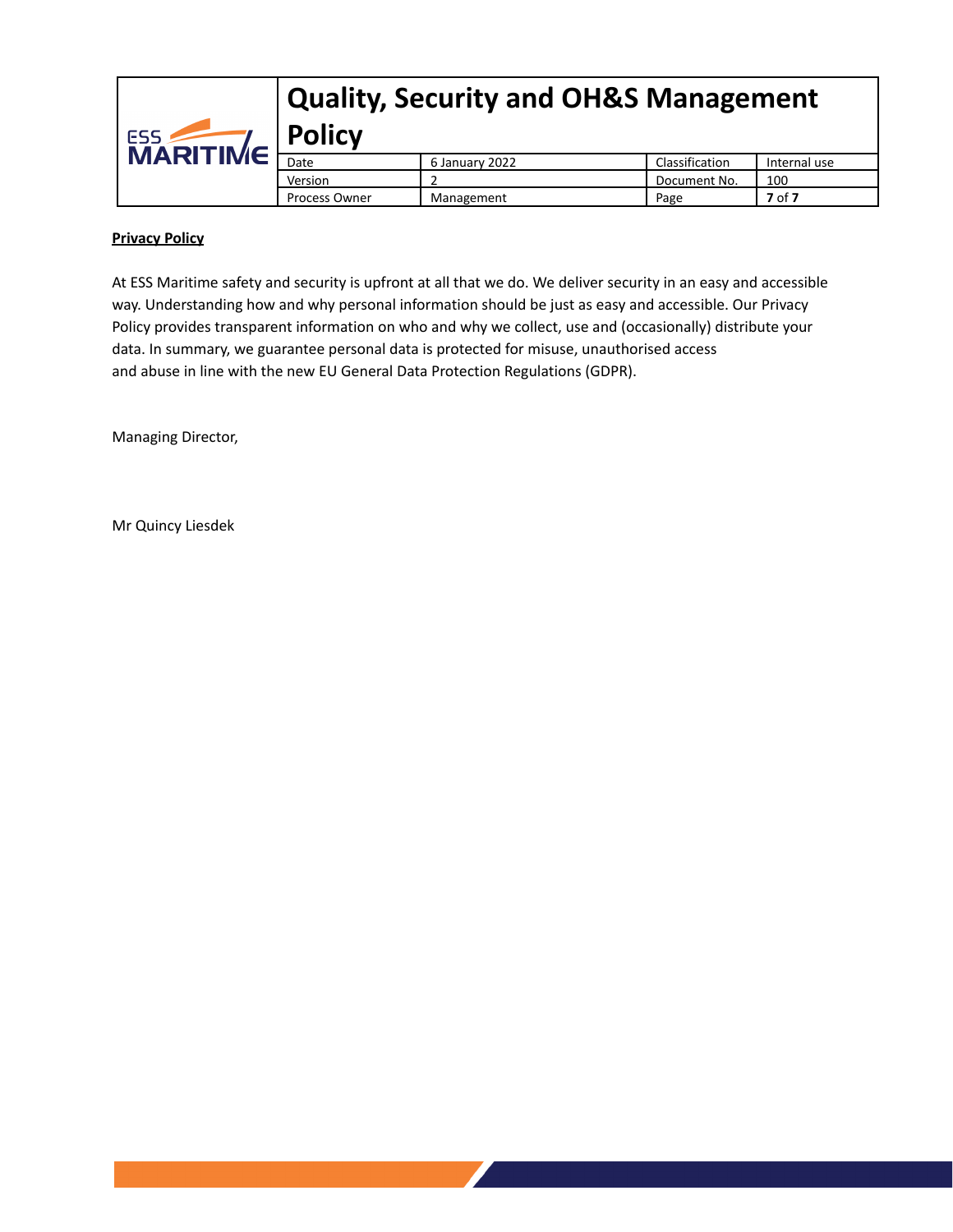**Privacy Policy**

At ESS Maritime safety and security is upfront at all that we do. We deliver security in an easy and accessible way. Understanding how and why personal information should be just as easy and accessible. Our Privacy Policy provides transparent information on who and why we collect, use and (occasionally) distribute your data. In summary, we guarantee personal data is protected for misuse, unauthorised access and abuse in line with the new EU General Data Protection Regulations (GDPR).

Managing Director,

Mr Quincy Liesdek